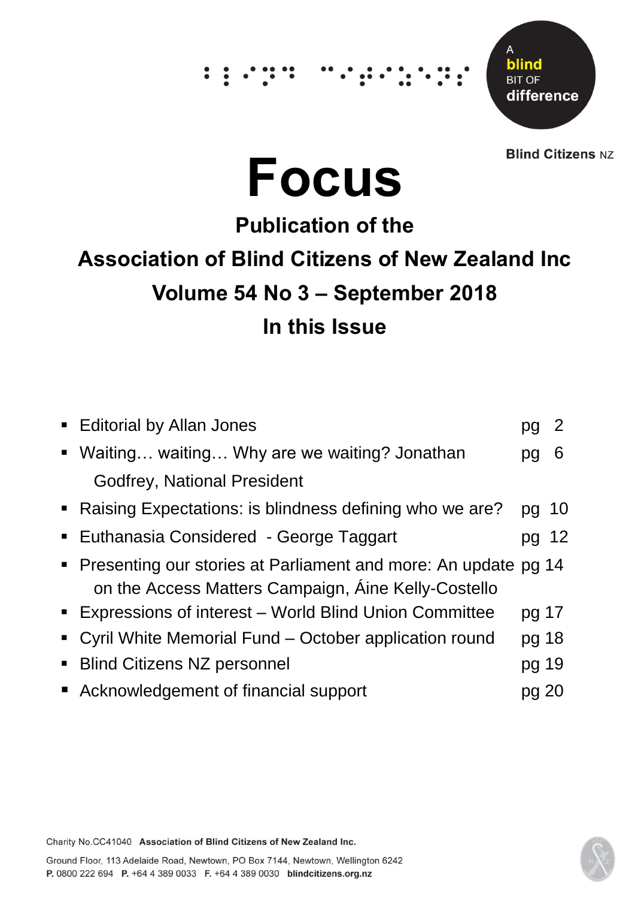A blind BIT OF difference

Blind Citizens NZ

# Focus

## Publication of the

## Association of Blind Citizens of New Zealand Inc

## Volume 54 No 3 – September 2018

## In this Issue

- Editorial by Allan Jones pg 2
- Waiting… waiting… Why are we waiting? Jonathan Godfrey, National President pg 6
- Raising Expectations: is blindness defining who we are? pg 10
- Euthanasia Considered - George Taggart pg 12
- Presenting our stories at Parliament and more: An update on the Access Matters Campaign, Áine Kelly-Costello pg 14
- Expressions of interest – World Blind Union Committee pg 17
- Cyril White Memorial Fund – October application round pg 18
- Blind Citizens NZ personnel pg 19
- Acknowledgement of financial support pg 20

Charity No.CC41040 **Association of Blind Citizens of New Zealand Inc.**

Ground Floor, 113 Adelaide Road, Newtown, PO Box 7144, Newtown, Wellington 6242
**P.** 0800 222 694 **P.** +64 4 389 0033 **F.** +64 4 389 0030 **blindcitizens.org.nz**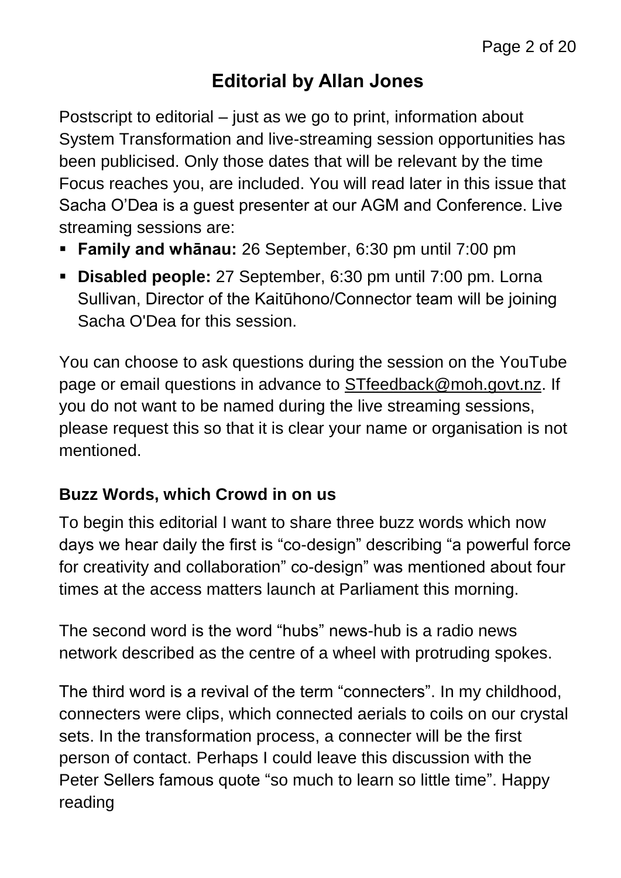# Editorial by Allan Jones

Postscript to editorial – just as we go to print, information about System Transformation and live-streaming session opportunities has been publicised. Only those dates that will be relevant by the time Focus reaches you, are included. You will read later in this issue that Sacha O'Dea is a guest presenter at our AGM and Conference. Live streaming sessions are:

- **Family and whānau:** 26 September, 6:30 pm until 7:00 pm
- **Disabled people:** 27 September, 6:30 pm until 7:00 pm. Lorna Sullivan, Director of the Kaitūhono/Connector team will be joining Sacha O'Dea for this session.

You can choose to ask questions during the session on the YouTube page or email questions in advance to STfeedback@moh.govt.nz. If you do not want to be named during the live streaming sessions, please request this so that it is clear your name or organisation is not mentioned.

## Buzz Words, which Crowd in on us

To begin this editorial I want to share three buzz words which now days we hear daily the first is "co-design" describing "a powerful force for creativity and collaboration" co-design" was mentioned about four times at the access matters launch at Parliament this morning.

The second word is the word "hubs" news-hub is a radio news network described as the centre of a wheel with protruding spokes.

The third word is a revival of the term "connecters". In my childhood, connecters were clips, which connected aerials to coils on our crystal sets. In the transformation process, a connecter will be the first person of contact. Perhaps I could leave this discussion with the Peter Sellers famous quote "so much to learn so little time". Happy reading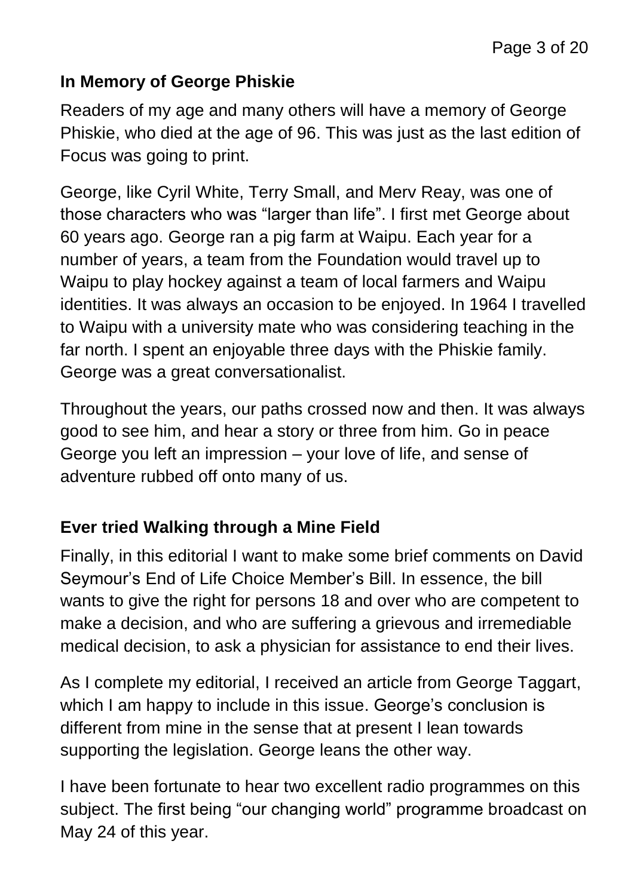## In Memory of George Phiskie

Readers of my age and many others will have a memory of George Phiskie, who died at the age of 96. This was just as the last edition of Focus was going to print.

George, like Cyril White, Terry Small, and Merv Reay, was one of those characters who was "larger than life". I first met George about 60 years ago. George ran a pig farm at Waipu. Each year for a number of years, a team from the Foundation would travel up to Waipu to play hockey against a team of local farmers and Waipu identities. It was always an occasion to be enjoyed. In 1964 I travelled to Waipu with a university mate who was considering teaching in the far north. I spent an enjoyable three days with the Phiskie family. George was a great conversationalist.

Throughout the years, our paths crossed now and then. It was always good to see him, and hear a story or three from him. Go in peace George you left an impression – your love of life, and sense of adventure rubbed off onto many of us.

## Ever tried Walking through a Mine Field

Finally, in this editorial I want to make some brief comments on David Seymour's End of Life Choice Member's Bill. In essence, the bill wants to give the right for persons 18 and over who are competent to make a decision, and who are suffering a grievous and irremediable medical decision, to ask a physician for assistance to end their lives.

As I complete my editorial, I received an article from George Taggart, which I am happy to include in this issue. George's conclusion is different from mine in the sense that at present I lean towards supporting the legislation. George leans the other way.

I have been fortunate to hear two excellent radio programmes on this subject. The first being "our changing world" programme broadcast on May 24 of this year.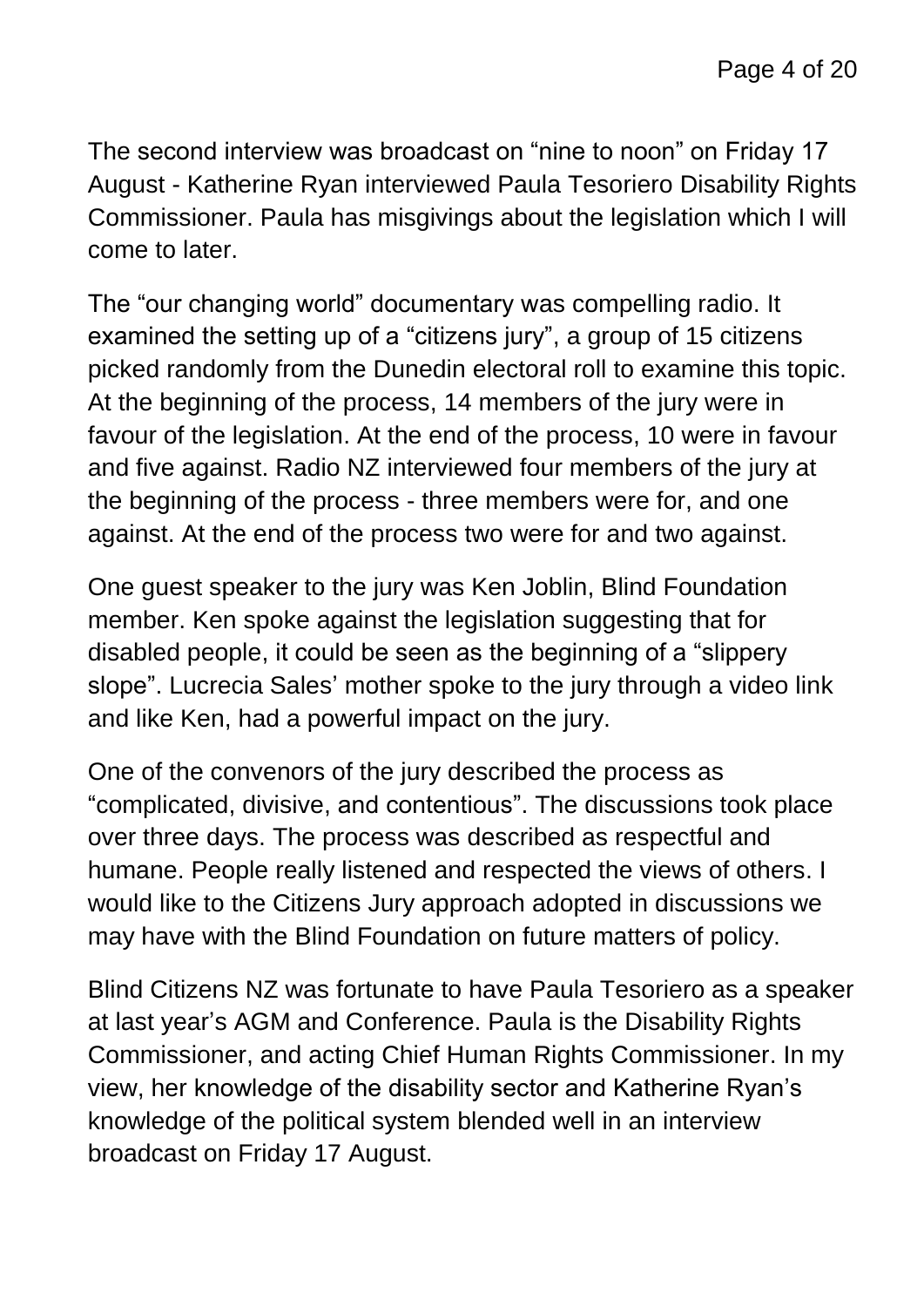The second interview was broadcast on "nine to noon" on Friday 17 August - Katherine Ryan interviewed Paula Tesoriero Disability Rights Commissioner. Paula has misgivings about the legislation which I will come to later.

The "our changing world" documentary was compelling radio. It examined the setting up of a "citizens jury", a group of 15 citizens picked randomly from the Dunedin electoral roll to examine this topic. At the beginning of the process, 14 members of the jury were in favour of the legislation. At the end of the process, 10 were in favour and five against. Radio NZ interviewed four members of the jury at the beginning of the process - three members were for, and one against. At the end of the process two were for and two against.

One guest speaker to the jury was Ken Joblin, Blind Foundation member. Ken spoke against the legislation suggesting that for disabled people, it could be seen as the beginning of a "slippery slope". Lucrecia Sales' mother spoke to the jury through a video link and like Ken, had a powerful impact on the jury.

One of the convenors of the jury described the process as "complicated, divisive, and contentious". The discussions took place over three days. The process was described as respectful and humane. People really listened and respected the views of others. I would like to the Citizens Jury approach adopted in discussions we may have with the Blind Foundation on future matters of policy.

Blind Citizens NZ was fortunate to have Paula Tesoriero as a speaker at last year's AGM and Conference. Paula is the Disability Rights Commissioner, and acting Chief Human Rights Commissioner. In my view, her knowledge of the disability sector and Katherine Ryan's knowledge of the political system blended well in an interview broadcast on Friday 17 August.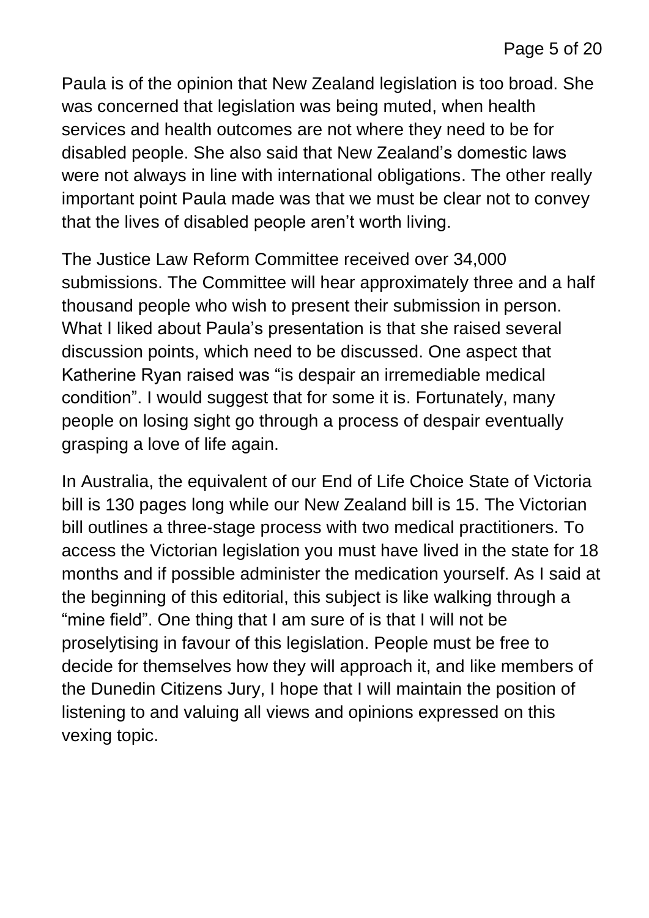Paula is of the opinion that New Zealand legislation is too broad. She was concerned that legislation was being muted, when health services and health outcomes are not where they need to be for disabled people. She also said that New Zealand's domestic laws were not always in line with international obligations. The other really important point Paula made was that we must be clear not to convey that the lives of disabled people aren't worth living.

The Justice Law Reform Committee received over 34,000 submissions. The Committee will hear approximately three and a half thousand people who wish to present their submission in person. What I liked about Paula's presentation is that she raised several discussion points, which need to be discussed. One aspect that Katherine Ryan raised was "is despair an irremediable medical condition". I would suggest that for some it is. Fortunately, many people on losing sight go through a process of despair eventually grasping a love of life again.

In Australia, the equivalent of our End of Life Choice State of Victoria bill is 130 pages long while our New Zealand bill is 15. The Victorian bill outlines a three-stage process with two medical practitioners. To access the Victorian legislation you must have lived in the state for 18 months and if possible administer the medication yourself. As I said at the beginning of this editorial, this subject is like walking through a "mine field". One thing that I am sure of is that I will not be proselytising in favour of this legislation. People must be free to decide for themselves how they will approach it, and like members of the Dunedin Citizens Jury, I hope that I will maintain the position of listening to and valuing all views and opinions expressed on this vexing topic.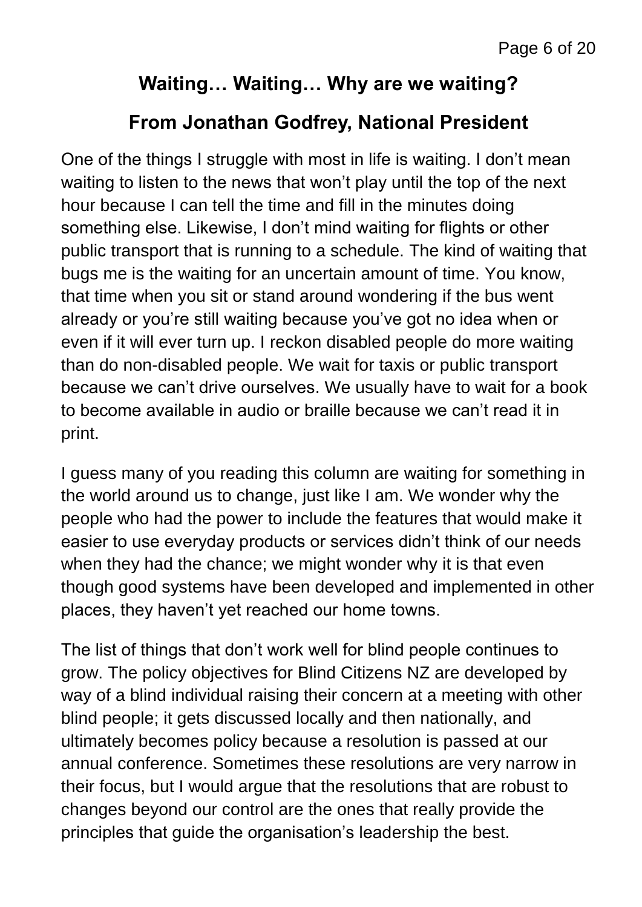## Waiting… Waiting… Why are we waiting?

## From Jonathan Godfrey, National President

One of the things I struggle with most in life is waiting. I don't mean waiting to listen to the news that won't play until the top of the next hour because I can tell the time and fill in the minutes doing something else. Likewise, I don't mind waiting for flights or other public transport that is running to a schedule. The kind of waiting that bugs me is the waiting for an uncertain amount of time. You know, that time when you sit or stand around wondering if the bus went already or you're still waiting because you've got no idea when or even if it will ever turn up. I reckon disabled people do more waiting than do non-disabled people. We wait for taxis or public transport because we can't drive ourselves. We usually have to wait for a book to become available in audio or braille because we can't read it in print.

I guess many of you reading this column are waiting for something in the world around us to change, just like I am. We wonder why the people who had the power to include the features that would make it easier to use everyday products or services didn't think of our needs when they had the chance; we might wonder why it is that even though good systems have been developed and implemented in other places, they haven't yet reached our home towns.

The list of things that don't work well for blind people continues to grow. The policy objectives for Blind Citizens NZ are developed by way of a blind individual raising their concern at a meeting with other blind people; it gets discussed locally and then nationally, and ultimately becomes policy because a resolution is passed at our annual conference. Sometimes these resolutions are very narrow in their focus, but I would argue that the resolutions that are robust to changes beyond our control are the ones that really provide the principles that guide the organisation's leadership the best.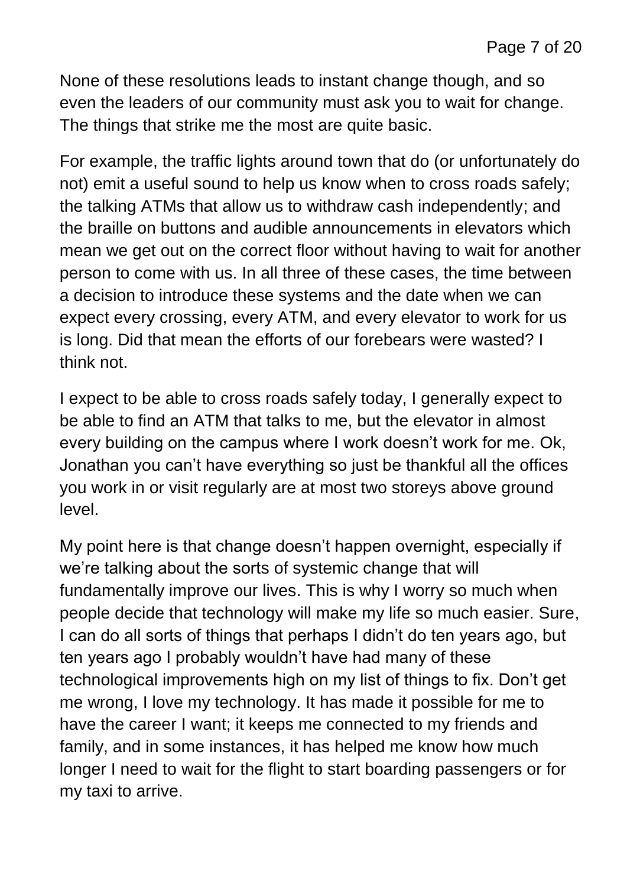None of these resolutions leads to instant change though, and so even the leaders of our community must ask you to wait for change. The things that strike me the most are quite basic.

For example, the traffic lights around town that do (or unfortunately do not) emit a useful sound to help us know when to cross roads safely; the talking ATMs that allow us to withdraw cash independently; and the braille on buttons and audible announcements in elevators which mean we get out on the correct floor without having to wait for another person to come with us. In all three of these cases, the time between a decision to introduce these systems and the date when we can expect every crossing, every ATM, and every elevator to work for us is long. Did that mean the efforts of our forebears were wasted? I think not.

I expect to be able to cross roads safely today, I generally expect to be able to find an ATM that talks to me, but the elevator in almost every building on the campus where I work doesn't work for me. Ok, Jonathan you can't have everything so just be thankful all the offices you work in or visit regularly are at most two storeys above ground level.

My point here is that change doesn't happen overnight, especially if we're talking about the sorts of systemic change that will fundamentally improve our lives. This is why I worry so much when people decide that technology will make my life so much easier. Sure, I can do all sorts of things that perhaps I didn't do ten years ago, but ten years ago I probably wouldn't have had many of these technological improvements high on my list of things to fix. Don't get me wrong, I love my technology. It has made it possible for me to have the career I want; it keeps me connected to my friends and family, and in some instances, it has helped me know how much longer I need to wait for the flight to start boarding passengers or for my taxi to arrive.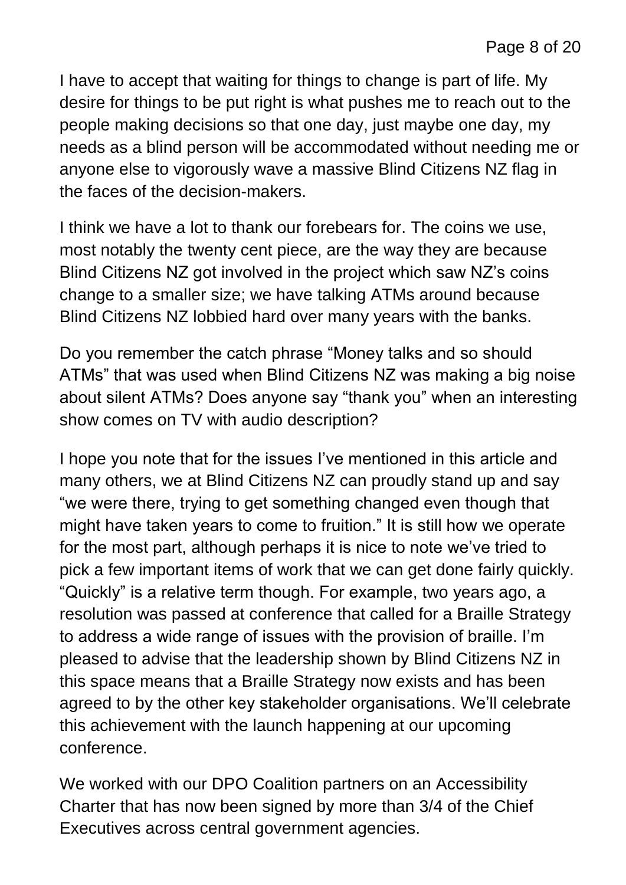I have to accept that waiting for things to change is part of life. My desire for things to be put right is what pushes me to reach out to the people making decisions so that one day, just maybe one day, my needs as a blind person will be accommodated without needing me or anyone else to vigorously wave a massive Blind Citizens NZ flag in the faces of the decision-makers.

I think we have a lot to thank our forebears for. The coins we use, most notably the twenty cent piece, are the way they are because Blind Citizens NZ got involved in the project which saw NZ's coins change to a smaller size; we have talking ATMs around because Blind Citizens NZ lobbied hard over many years with the banks.

Do you remember the catch phrase "Money talks and so should ATMs" that was used when Blind Citizens NZ was making a big noise about silent ATMs? Does anyone say "thank you" when an interesting show comes on TV with audio description?

I hope you note that for the issues I've mentioned in this article and many others, we at Blind Citizens NZ can proudly stand up and say "we were there, trying to get something changed even though that might have taken years to come to fruition." It is still how we operate for the most part, although perhaps it is nice to note we've tried to pick a few important items of work that we can get done fairly quickly. "Quickly" is a relative term though. For example, two years ago, a resolution was passed at conference that called for a Braille Strategy to address a wide range of issues with the provision of braille. I'm pleased to advise that the leadership shown by Blind Citizens NZ in this space means that a Braille Strategy now exists and has been agreed to by the other key stakeholder organisations. We'll celebrate this achievement with the launch happening at our upcoming conference.

We worked with our DPO Coalition partners on an Accessibility Charter that has now been signed by more than 3/4 of the Chief Executives across central government agencies.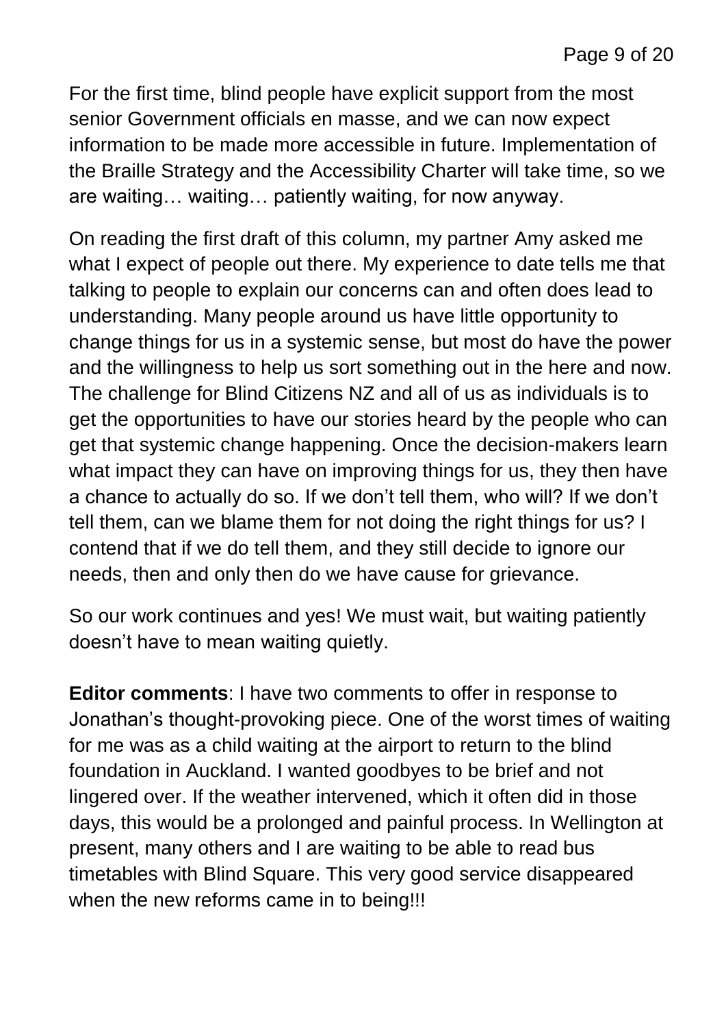For the first time, blind people have explicit support from the most senior Government officials en masse, and we can now expect information to be made more accessible in future. Implementation of the Braille Strategy and the Accessibility Charter will take time, so we are waiting… waiting… patiently waiting, for now anyway.

On reading the first draft of this column, my partner Amy asked me what I expect of people out there. My experience to date tells me that talking to people to explain our concerns can and often does lead to understanding. Many people around us have little opportunity to change things for us in a systemic sense, but most do have the power and the willingness to help us sort something out in the here and now. The challenge for Blind Citizens NZ and all of us as individuals is to get the opportunities to have our stories heard by the people who can get that systemic change happening. Once the decision-makers learn what impact they can have on improving things for us, they then have a chance to actually do so. If we don't tell them, who will? If we don't tell them, can we blame them for not doing the right things for us? I contend that if we do tell them, and they still decide to ignore our needs, then and only then do we have cause for grievance.

So our work continues and yes! We must wait, but waiting patiently doesn't have to mean waiting quietly.

**Editor comments**: I have two comments to offer in response to Jonathan's thought-provoking piece. One of the worst times of waiting for me was as a child waiting at the airport to return to the blind foundation in Auckland. I wanted goodbyes to be brief and not lingered over. If the weather intervened, which it often did in those days, this would be a prolonged and painful process. In Wellington at present, many others and I are waiting to be able to read bus timetables with Blind Square. This very good service disappeared when the new reforms came in to being!!!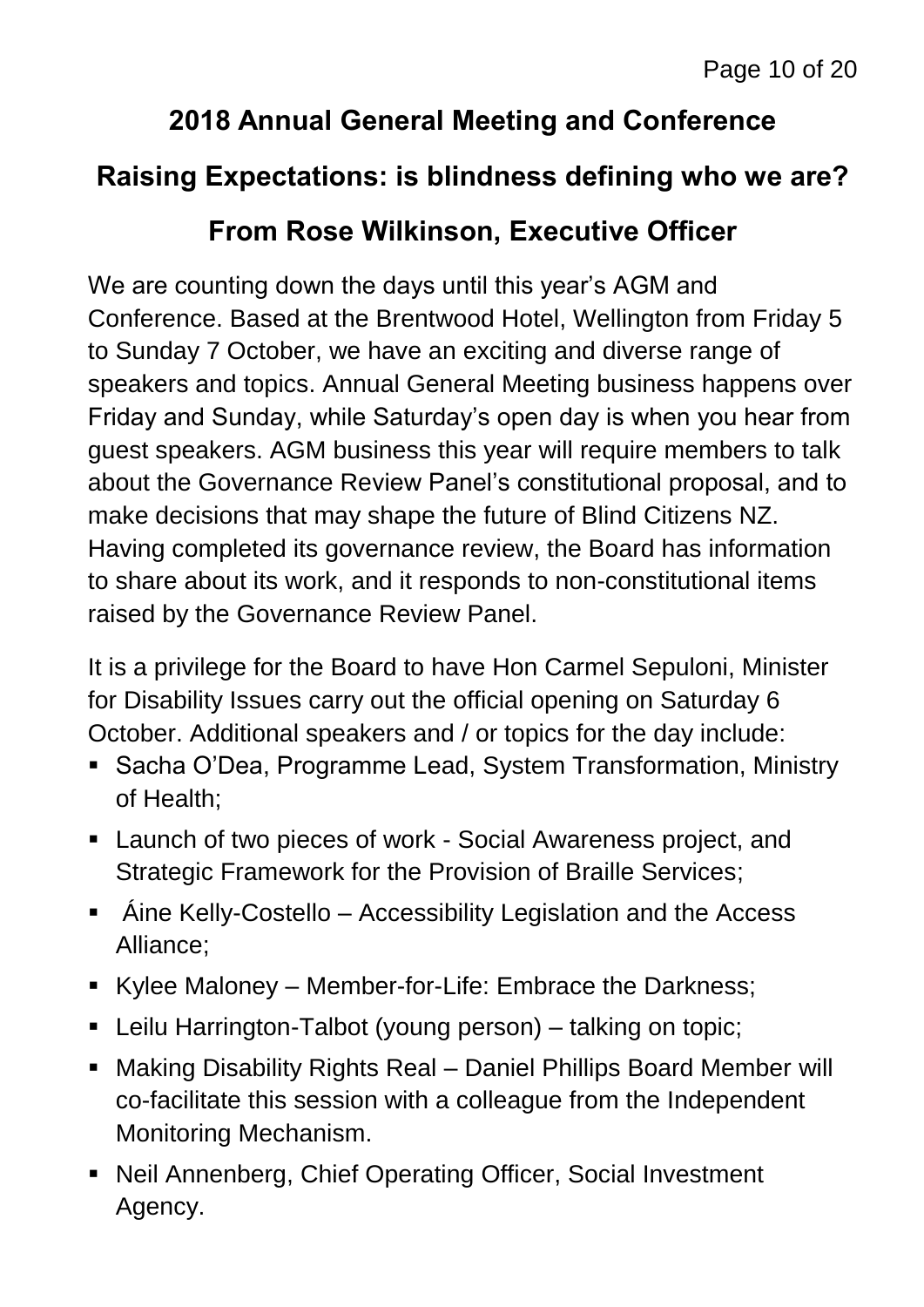## 2018 Annual General Meeting and Conference

## Raising Expectations: is blindness defining who we are?

## From Rose Wilkinson, Executive Officer

We are counting down the days until this year's AGM and Conference. Based at the Brentwood Hotel, Wellington from Friday 5 to Sunday 7 October, we have an exciting and diverse range of speakers and topics. Annual General Meeting business happens over Friday and Sunday, while Saturday's open day is when you hear from guest speakers. AGM business this year will require members to talk about the Governance Review Panel's constitutional proposal, and to make decisions that may shape the future of Blind Citizens NZ. Having completed its governance review, the Board has information to share about its work, and it responds to non-constitutional items raised by the Governance Review Panel.

It is a privilege for the Board to have Hon Carmel Sepuloni, Minister for Disability Issues carry out the official opening on Saturday 6 October. Additional speakers and / or topics for the day include:

- Sacha O'Dea, Programme Lead, System Transformation, Ministry of Health;
- Launch of two pieces of work - Social Awareness project, and Strategic Framework for the Provision of Braille Services;
- Áine Kelly-Costello – Accessibility Legislation and the Access Alliance;
- Kylee Maloney – Member-for-Life: Embrace the Darkness;
- Leilu Harrington-Talbot (young person) – talking on topic;
- Making Disability Rights Real – Daniel Phillips Board Member will co-facilitate this session with a colleague from the Independent Monitoring Mechanism.
- Neil Annenberg, Chief Operating Officer, Social Investment Agency.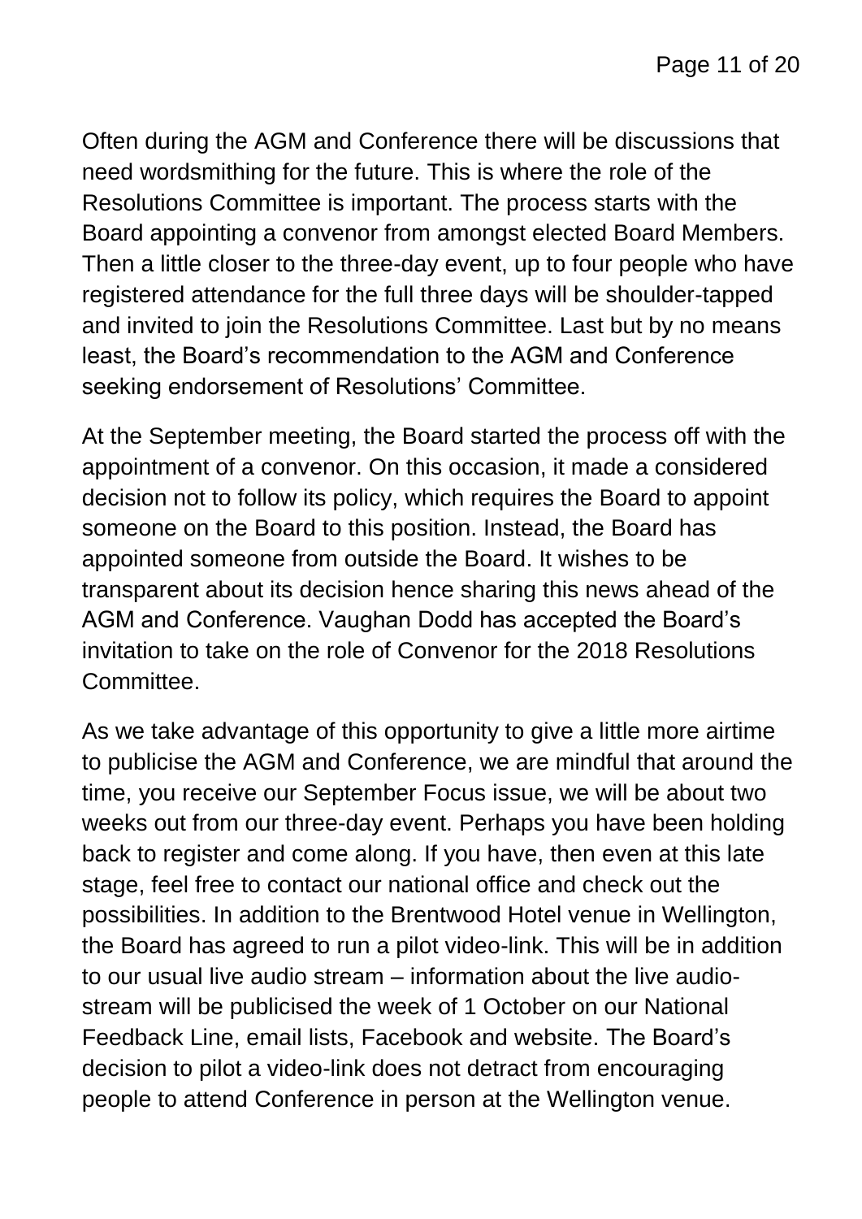Often during the AGM and Conference there will be discussions that need wordsmithing for the future. This is where the role of the Resolutions Committee is important. The process starts with the Board appointing a convenor from amongst elected Board Members. Then a little closer to the three-day event, up to four people who have registered attendance for the full three days will be shoulder-tapped and invited to join the Resolutions Committee. Last but by no means least, the Board's recommendation to the AGM and Conference seeking endorsement of Resolutions' Committee.

At the September meeting, the Board started the process off with the appointment of a convenor. On this occasion, it made a considered decision not to follow its policy, which requires the Board to appoint someone on the Board to this position. Instead, the Board has appointed someone from outside the Board. It wishes to be transparent about its decision hence sharing this news ahead of the AGM and Conference. Vaughan Dodd has accepted the Board's invitation to take on the role of Convenor for the 2018 Resolutions Committee.

As we take advantage of this opportunity to give a little more airtime to publicise the AGM and Conference, we are mindful that around the time, you receive our September Focus issue, we will be about two weeks out from our three-day event. Perhaps you have been holding back to register and come along. If you have, then even at this late stage, feel free to contact our national office and check out the possibilities. In addition to the Brentwood Hotel venue in Wellington, the Board has agreed to run a pilot video-link. This will be in addition to our usual live audio stream – information about the live audio-stream will be publicised the week of 1 October on our National Feedback Line, email lists, Facebook and website. The Board's decision to pilot a video-link does not detract from encouraging people to attend Conference in person at the Wellington venue.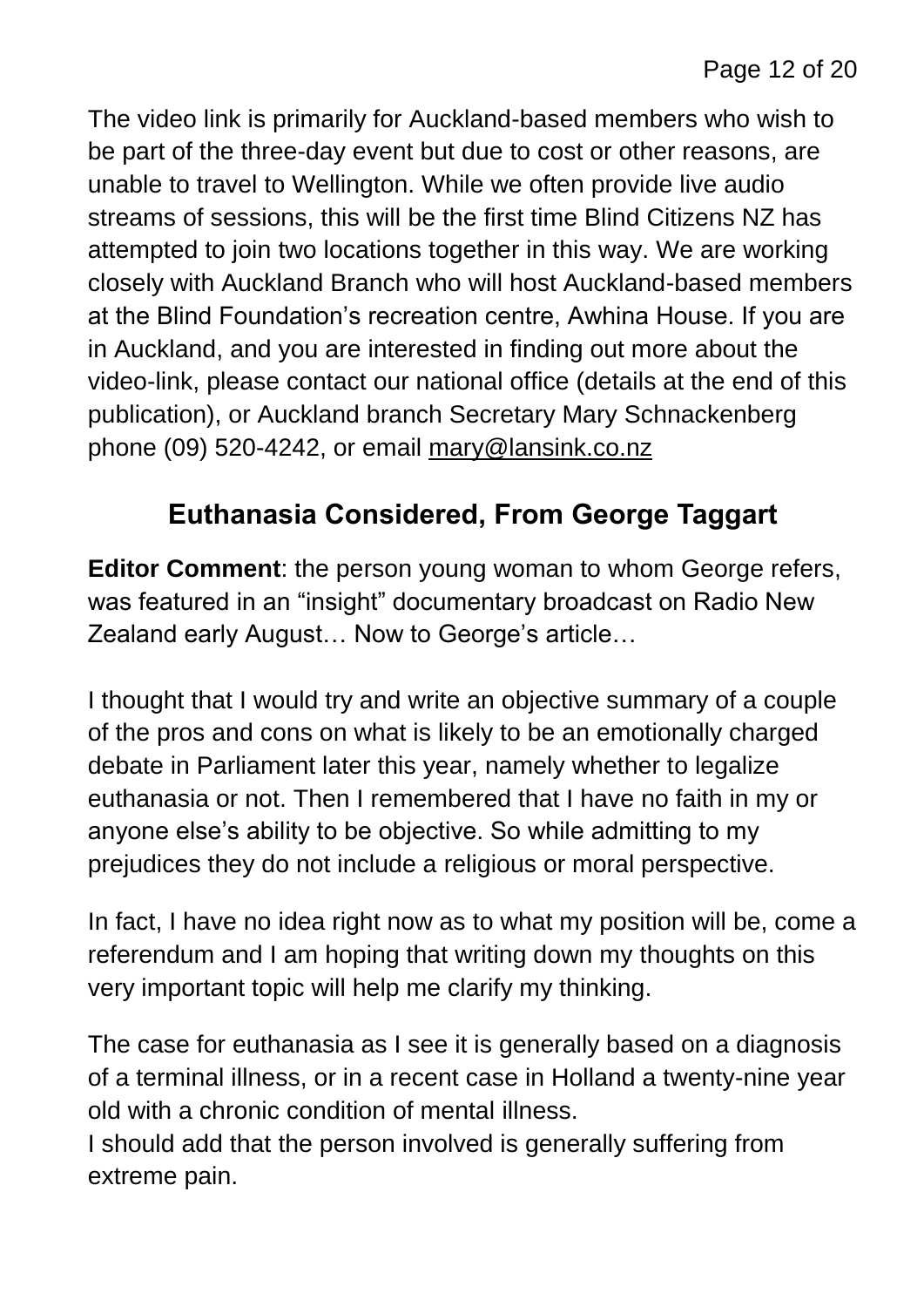The video link is primarily for Auckland-based members who wish to be part of the three-day event but due to cost or other reasons, are unable to travel to Wellington. While we often provide live audio streams of sessions, this will be the first time Blind Citizens NZ has attempted to join two locations together in this way. We are working closely with Auckland Branch who will host Auckland-based members at the Blind Foundation's recreation centre, Awhina House. If you are in Auckland, and you are interested in finding out more about the video-link, please contact our national office (details at the end of this publication), or Auckland branch Secretary Mary Schnackenberg phone (09) 520-4242, or email mary@lansink.co.nz

## Euthanasia Considered, From George Taggart

**Editor Comment**: the person young woman to whom George refers, was featured in an "insight" documentary broadcast on Radio New Zealand early August… Now to George's article…

I thought that I would try and write an objective summary of a couple of the pros and cons on what is likely to be an emotionally charged debate in Parliament later this year, namely whether to legalize euthanasia or not. Then I remembered that I have no faith in my or anyone else's ability to be objective. So while admitting to my prejudices they do not include a religious or moral perspective.

In fact, I have no idea right now as to what my position will be, come a referendum and I am hoping that writing down my thoughts on this very important topic will help me clarify my thinking.

The case for euthanasia as I see it is generally based on a diagnosis of a terminal illness, or in a recent case in Holland a twenty-nine year old with a chronic condition of mental illness.
I should add that the person involved is generally suffering from extreme pain.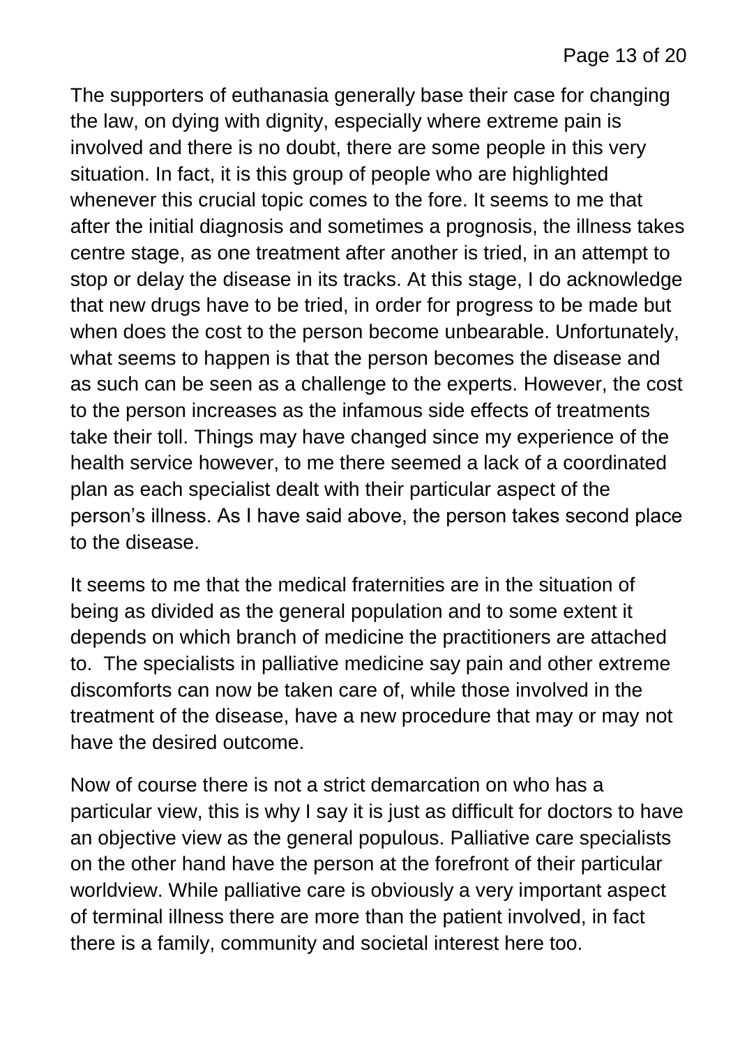The supporters of euthanasia generally base their case for changing the law, on dying with dignity, especially where extreme pain is involved and there is no doubt, there are some people in this very situation. In fact, it is this group of people who are highlighted whenever this crucial topic comes to the fore. It seems to me that after the initial diagnosis and sometimes a prognosis, the illness takes centre stage, as one treatment after another is tried, in an attempt to stop or delay the disease in its tracks. At this stage, I do acknowledge that new drugs have to be tried, in order for progress to be made but when does the cost to the person become unbearable. Unfortunately, what seems to happen is that the person becomes the disease and as such can be seen as a challenge to the experts. However, the cost to the person increases as the infamous side effects of treatments take their toll. Things may have changed since my experience of the health service however, to me there seemed a lack of a coordinated plan as each specialist dealt with their particular aspect of the person's illness. As I have said above, the person takes second place to the disease.

It seems to me that the medical fraternities are in the situation of being as divided as the general population and to some extent it depends on which branch of medicine the practitioners are attached to. The specialists in palliative medicine say pain and other extreme discomforts can now be taken care of, while those involved in the treatment of the disease, have a new procedure that may or may not have the desired outcome.

Now of course there is not a strict demarcation on who has a particular view, this is why I say it is just as difficult for doctors to have an objective view as the general populous. Palliative care specialists on the other hand have the person at the forefront of their particular worldview. While palliative care is obviously a very important aspect of terminal illness there are more than the patient involved, in fact there is a family, community and societal interest here too.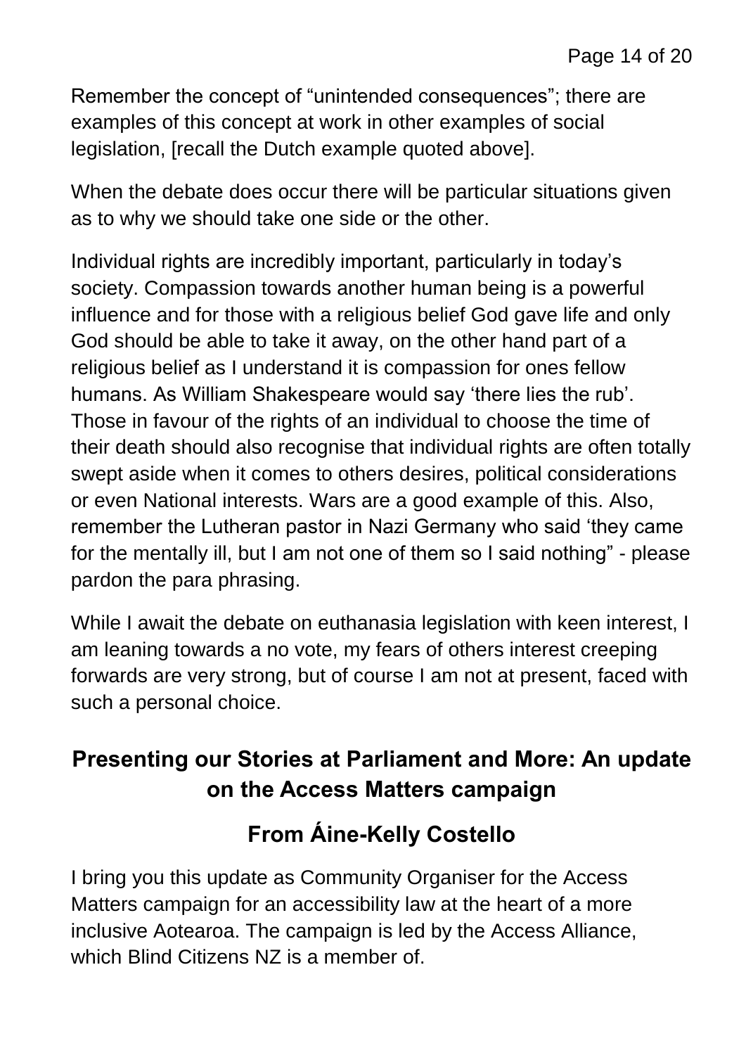Remember the concept of “unintended consequences”; there are examples of this concept at work in other examples of social legislation, [recall the Dutch example quoted above].

When the debate does occur there will be particular situations given as to why we should take one side or the other.

Individual rights are incredibly important, particularly in today’s society. Compassion towards another human being is a powerful influence and for those with a religious belief God gave life and only God should be able to take it away, on the other hand part of a religious belief as I understand it is compassion for ones fellow humans. As William Shakespeare would say ‘there lies the rub’. Those in favour of the rights of an individual to choose the time of their death should also recognise that individual rights are often totally swept aside when it comes to others desires, political considerations or even National interests. Wars are a good example of this. Also, remember the Lutheran pastor in Nazi Germany who said ‘they came for the mentally ill, but I am not one of them so I said nothing” - please pardon the para phrasing.

While I await the debate on euthanasia legislation with keen interest, I am leaning towards a no vote, my fears of others interest creeping forwards are very strong, but of course I am not at present, faced with such a personal choice.

## Presenting our Stories at Parliament and More: An update on the Access Matters campaign

## From Áine-Kelly Costello

I bring you this update as Community Organiser for the Access Matters campaign for an accessibility law at the heart of a more inclusive Aotearoa. The campaign is led by the Access Alliance, which Blind Citizens NZ is a member of.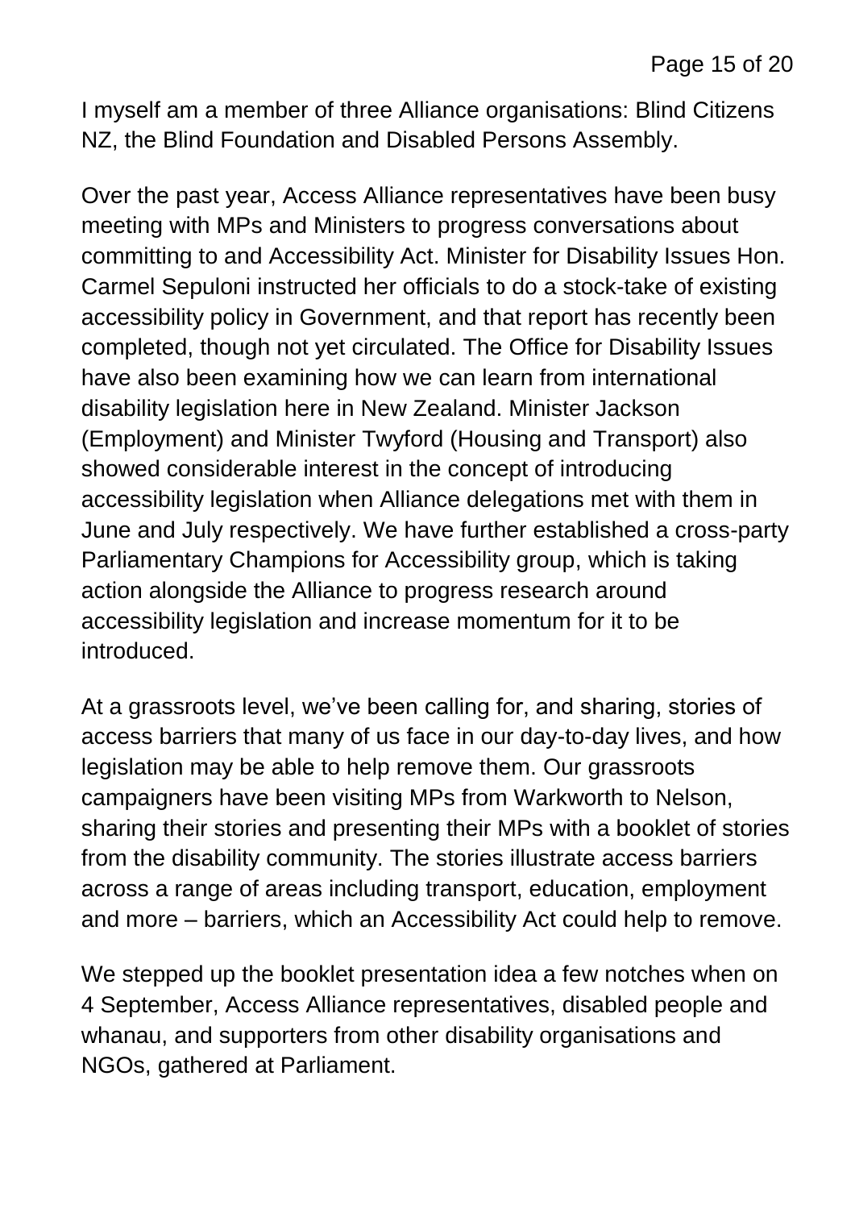I myself am a member of three Alliance organisations: Blind Citizens NZ, the Blind Foundation and Disabled Persons Assembly.

Over the past year, Access Alliance representatives have been busy meeting with MPs and Ministers to progress conversations about committing to and Accessibility Act. Minister for Disability Issues Hon. Carmel Sepuloni instructed her officials to do a stock-take of existing accessibility policy in Government, and that report has recently been completed, though not yet circulated. The Office for Disability Issues have also been examining how we can learn from international disability legislation here in New Zealand. Minister Jackson (Employment) and Minister Twyford (Housing and Transport) also showed considerable interest in the concept of introducing accessibility legislation when Alliance delegations met with them in June and July respectively. We have further established a cross-party Parliamentary Champions for Accessibility group, which is taking action alongside the Alliance to progress research around accessibility legislation and increase momentum for it to be introduced.

At a grassroots level, we've been calling for, and sharing, stories of access barriers that many of us face in our day-to-day lives, and how legislation may be able to help remove them. Our grassroots campaigners have been visiting MPs from Warkworth to Nelson, sharing their stories and presenting their MPs with a booklet of stories from the disability community. The stories illustrate access barriers across a range of areas including transport, education, employment and more – barriers, which an Accessibility Act could help to remove.

We stepped up the booklet presentation idea a few notches when on 4 September, Access Alliance representatives, disabled people and whanau, and supporters from other disability organisations and NGOs, gathered at Parliament.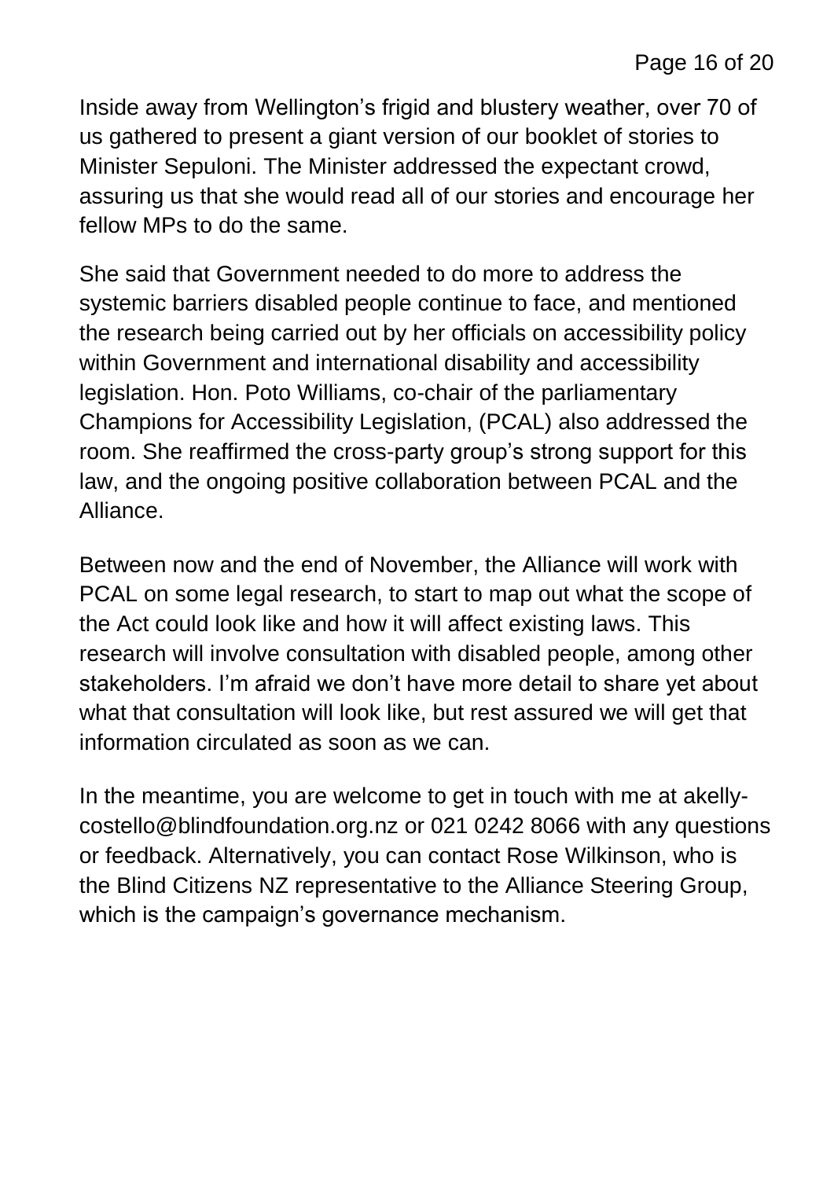Inside away from Wellington's frigid and blustery weather, over 70 of us gathered to present a giant version of our booklet of stories to Minister Sepuloni. The Minister addressed the expectant crowd, assuring us that she would read all of our stories and encourage her fellow MPs to do the same.

She said that Government needed to do more to address the systemic barriers disabled people continue to face, and mentioned the research being carried out by her officials on accessibility policy within Government and international disability and accessibility legislation. Hon. Poto Williams, co-chair of the parliamentary Champions for Accessibility Legislation, (PCAL) also addressed the room. She reaffirmed the cross-party group's strong support for this law, and the ongoing positive collaboration between PCAL and the Alliance.

Between now and the end of November, the Alliance will work with PCAL on some legal research, to start to map out what the scope of the Act could look like and how it will affect existing laws. This research will involve consultation with disabled people, among other stakeholders. I'm afraid we don't have more detail to share yet about what that consultation will look like, but rest assured we will get that information circulated as soon as we can.

In the meantime, you are welcome to get in touch with me at akelly-costello@blindfoundation.org.nz or 021 0242 8066 with any questions or feedback. Alternatively, you can contact Rose Wilkinson, who is the Blind Citizens NZ representative to the Alliance Steering Group, which is the campaign's governance mechanism.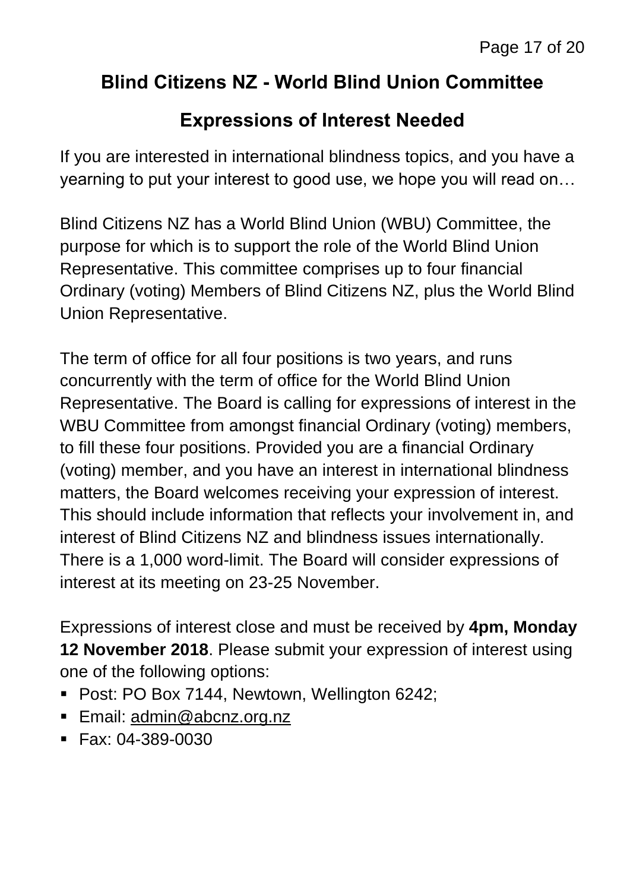## Blind Citizens NZ - World Blind Union Committee

## Expressions of Interest Needed

If you are interested in international blindness topics, and you have a yearning to put your interest to good use, we hope you will read on…

Blind Citizens NZ has a World Blind Union (WBU) Committee, the purpose for which is to support the role of the World Blind Union Representative. This committee comprises up to four financial Ordinary (voting) Members of Blind Citizens NZ, plus the World Blind Union Representative.

The term of office for all four positions is two years, and runs concurrently with the term of office for the World Blind Union Representative. The Board is calling for expressions of interest in the WBU Committee from amongst financial Ordinary (voting) members, to fill these four positions. Provided you are a financial Ordinary (voting) member, and you have an interest in international blindness matters, the Board welcomes receiving your expression of interest. This should include information that reflects your involvement in, and interest of Blind Citizens NZ and blindness issues internationally. There is a 1,000 word-limit. The Board will consider expressions of interest at its meeting on 23-25 November.

Expressions of interest close and must be received by **4pm, Monday 12 November 2018**. Please submit your expression of interest using one of the following options:

- Post: PO Box 7144, Newtown, Wellington 6242;
- Email: admin@abcnz.org.nz
- Fax: 04-389-0030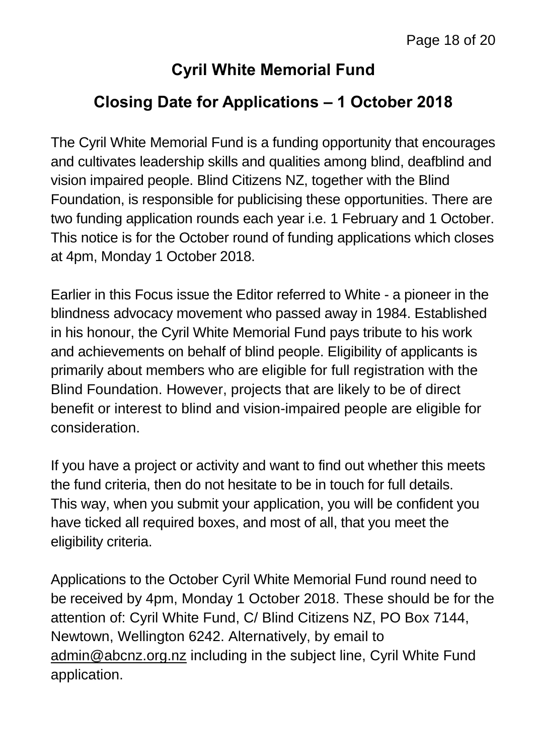## Cyril White Memorial Fund

## Closing Date for Applications – 1 October 2018

The Cyril White Memorial Fund is a funding opportunity that encourages and cultivates leadership skills and qualities among blind, deafblind and vision impaired people. Blind Citizens NZ, together with the Blind Foundation, is responsible for publicising these opportunities. There are two funding application rounds each year i.e. 1 February and 1 October. This notice is for the October round of funding applications which closes at 4pm, Monday 1 October 2018.

Earlier in this Focus issue the Editor referred to White - a pioneer in the blindness advocacy movement who passed away in 1984. Established in his honour, the Cyril White Memorial Fund pays tribute to his work and achievements on behalf of blind people. Eligibility of applicants is primarily about members who are eligible for full registration with the Blind Foundation. However, projects that are likely to be of direct benefit or interest to blind and vision-impaired people are eligible for consideration.

If you have a project or activity and want to find out whether this meets the fund criteria, then do not hesitate to be in touch for full details. This way, when you submit your application, you will be confident you have ticked all required boxes, and most of all, that you meet the eligibility criteria.

Applications to the October Cyril White Memorial Fund round need to be received by 4pm, Monday 1 October 2018. These should be for the attention of: Cyril White Fund, C/ Blind Citizens NZ, PO Box 7144, Newtown, Wellington 6242. Alternatively, by email to admin@abcnz.org.nz including in the subject line, Cyril White Fund application.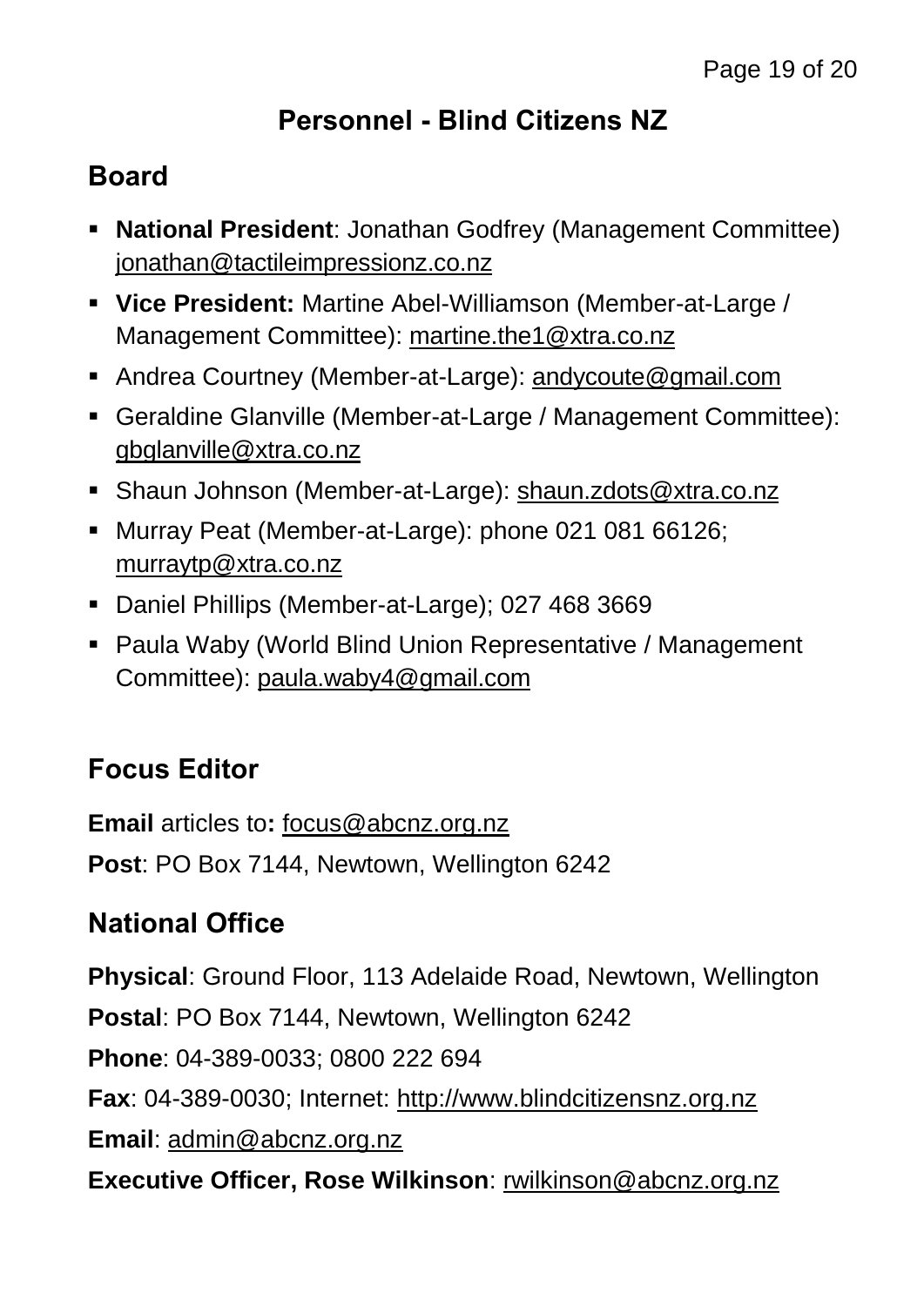# Personnel - Blind Citizens NZ

## Board

- **National President**: Jonathan Godfrey (Management Committee) jonathan@tactileimpressionz.co.nz
- **Vice President:** Martine Abel-Williamson (Member-at-Large / Management Committee): martine.the1@xtra.co.nz
- Andrea Courtney (Member-at-Large): andycoute@gmail.com
- Geraldine Glanville (Member-at-Large / Management Committee): gbglanville@xtra.co.nz
- Shaun Johnson (Member-at-Large): shaun.zdots@xtra.co.nz
- Murray Peat (Member-at-Large): phone 021 081 66126; murraytp@xtra.co.nz
- Daniel Phillips (Member-at-Large); 027 468 3669
- Paula Waby (World Blind Union Representative / Management Committee): paula.waby4@gmail.com

## Focus Editor

**Email** articles to**:** focus@abcnz.org.nz

**Post**: PO Box 7144, Newtown, Wellington 6242

## National Office

**Physical**: Ground Floor, 113 Adelaide Road, Newtown, Wellington

**Postal**: PO Box 7144, Newtown, Wellington 6242

**Phone**: 04-389-0033; 0800 222 694

**Fax**: 04-389-0030; Internet: http://www.blindcitizensnz.org.nz

**Email**: admin@abcnz.org.nz

**Executive Officer, Rose Wilkinson**: rwilkinson@abcnz.org.nz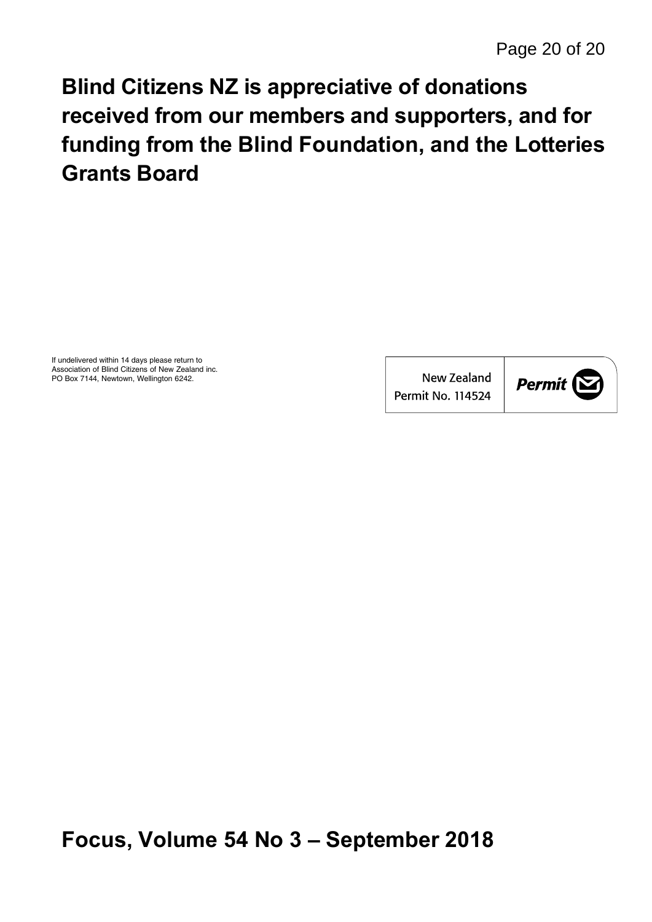**Blind Citizens NZ is appreciative of donations received from our members and supporters, and for funding from the Blind Foundation, and the Lotteries Grants Board**

If undelivered within 14 days please return to
Association of Blind Citizens of New Zealand inc.
PO Box 7144, Newtown, Wellington 6242.

New Zealand
Permit No. 114524

Permit

**Focus, Volume 54 No 3 – September 2018**